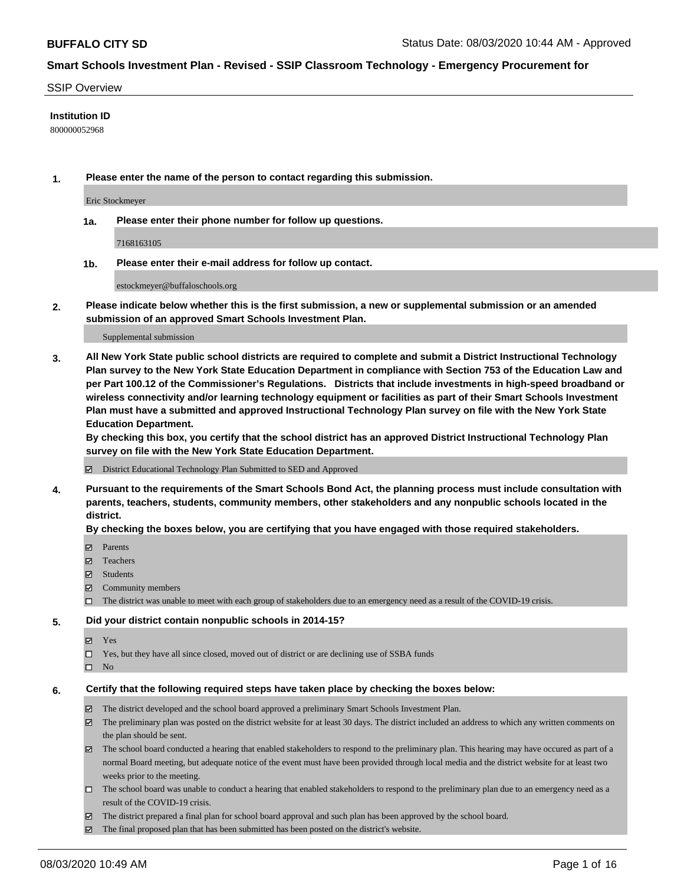**BUFFALO CITY SD** Status Date: 08/03/2020 10:44 AM - Approved

## Smart Schools Investment Plan - Revised - SSIP Classroom Technology - Emergency Procurement for

SSIP Overview

**Institution ID**

800000052968

**1. Please enter the name of the person to contact regarding this submission.**

Eric Stockmeyer

**1a. Please enter their phone number for follow up questions.**

7168163105

**1b. Please enter their e-mail address for follow up contact.**

estockmeyer@buffaloschools.org

**2. Please indicate below whether this is the first submission, a new or supplemental submission or an amended submission of an approved Smart Schools Investment Plan.**

Supplemental submission

**3. All New York State public school districts are required to complete and submit a District Instructional Technology Plan survey to the New York State Education Department in compliance with Section 753 of the Education Law and per Part 100.12 of the Commissioner's Regulations. Districts that include investments in high-speed broadband or wireless connectivity and/or learning technology equipment or facilities as part of their Smart Schools Investment Plan must have a submitted and approved Instructional Technology Plan survey on file with the New York State Education Department.**
**By checking this box, you certify that the school district has an approved District Instructional Technology Plan survey on file with the New York State Education Department.**

- [x] District Educational Technology Plan Submitted to SED and Approved

**4. Pursuant to the requirements of the Smart Schools Bond Act, the planning process must include consultation with parents, teachers, students, community members, other stakeholders and any nonpublic schools located in the district.**
**By checking the boxes below, you are certifying that you have engaged with those required stakeholders.**

- [x] Parents
- [x] Teachers
- [x] Students
- [x] Community members
- [ ] The district was unable to meet with each group of stakeholders due to an emergency need as a result of the COVID-19 crisis.

**5. Did your district contain nonpublic schools in 2014-15?**

- [x] Yes
- [ ] Yes, but they have all since closed, moved out of district or are declining use of SSBA funds
- [ ] No

**6. Certify that the following required steps have taken place by checking the boxes below:**

- [x] The district developed and the school board approved a preliminary Smart Schools Investment Plan.
- [x] The preliminary plan was posted on the district website for at least 30 days. The district included an address to which any written comments on the plan should be sent.
- [x] The school board conducted a hearing that enabled stakeholders to respond to the preliminary plan. This hearing may have occured as part of a normal Board meeting, but adequate notice of the event must have been provided through local media and the district website for at least two weeks prior to the meeting.
- [ ] The school board was unable to conduct a hearing that enabled stakeholders to respond to the preliminary plan due to an emergency need as a result of the COVID-19 crisis.
- [x] The district prepared a final plan for school board approval and such plan has been approved by the school board.
- [x] The final proposed plan that has been submitted has been posted on the district's website.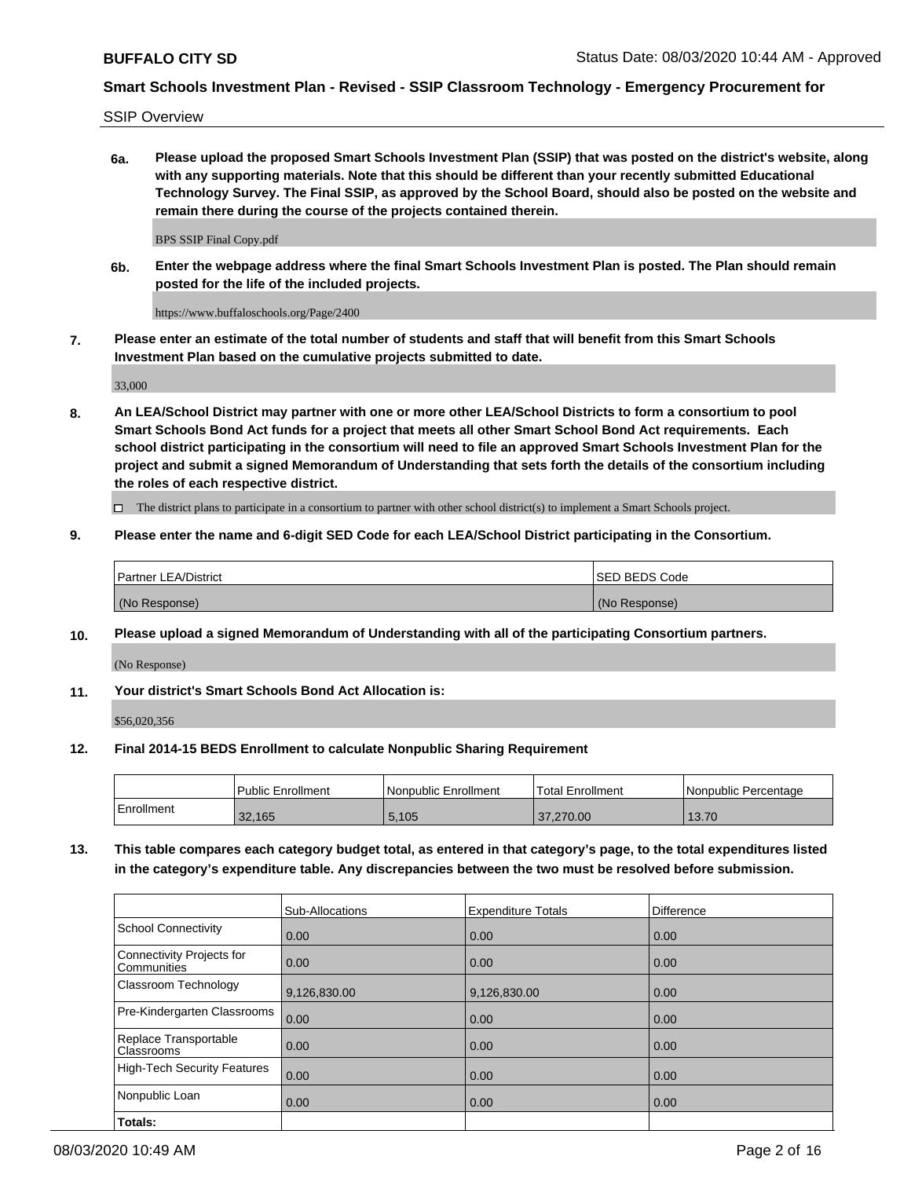SSIP Overview

**6a. Please upload the proposed Smart Schools Investment Plan (SSIP) that was posted on the district's website, along with any supporting materials. Note that this should be different than your recently submitted Educational Technology Survey. The Final SSIP, as approved by the School Board, should also be posted on the website and remain there during the course of the projects contained therein.**

BPS SSIP Final Copy.pdf

**6b. Enter the webpage address where the final Smart Schools Investment Plan is posted. The Plan should remain posted for the life of the included projects.**

https://www.buffaloschools.org/Page/2400

**7. Please enter an estimate of the total number of students and staff that will benefit from this Smart Schools Investment Plan based on the cumulative projects submitted to date.**

33,000

**8. An LEA/School District may partner with one or more other LEA/School Districts to form a consortium to pool Smart Schools Bond Act funds for a project that meets all other Smart School Bond Act requirements. Each school district participating in the consortium will need to file an approved Smart Schools Investment Plan for the project and submit a signed Memorandum of Understanding that sets forth the details of the consortium including the roles of each respective district.**

☐ The district plans to participate in a consortium to partner with other school district(s) to implement a Smart Schools project.

**9. Please enter the name and 6-digit SED Code for each LEA/School District participating in the Consortium.**

| Partner LEA/District | SED BEDS Code |
|---|---|
| (No Response) | (No Response) |

**10. Please upload a signed Memorandum of Understanding with all of the participating Consortium partners.**

(No Response)

**11. Your district's Smart Schools Bond Act Allocation is:**

$56,020,356

**12. Final 2014-15 BEDS Enrollment to calculate Nonpublic Sharing Requirement**

| | Public Enrollment | Nonpublic Enrollment | Total Enrollment | Nonpublic Percentage |
|---|---|---|---|---|
| Enrollment | 32,165 | 5,105 | 37,270.00 | 13.70 |

**13. This table compares each category budget total, as entered in that category's page, to the total expenditures listed in the category's expenditure table. Any discrepancies between the two must be resolved before submission.**

| | Sub-Allocations | Expenditure Totals | Difference |
|---|---|---|---|
| School Connectivity | 0.00 | 0.00 | 0.00 |
| Connectivity Projects for Communities | 0.00 | 0.00 | 0.00 |
| Classroom Technology | 9,126,830.00 | 9,126,830.00 | 0.00 |
| Pre-Kindergarten Classrooms | 0.00 | 0.00 | 0.00 |
| Replace Transportable Classrooms | 0.00 | 0.00 | 0.00 |
| High-Tech Security Features | 0.00 | 0.00 | 0.00 |
| Nonpublic Loan | 0.00 | 0.00 | 0.00 |
| **Totals:** | | | |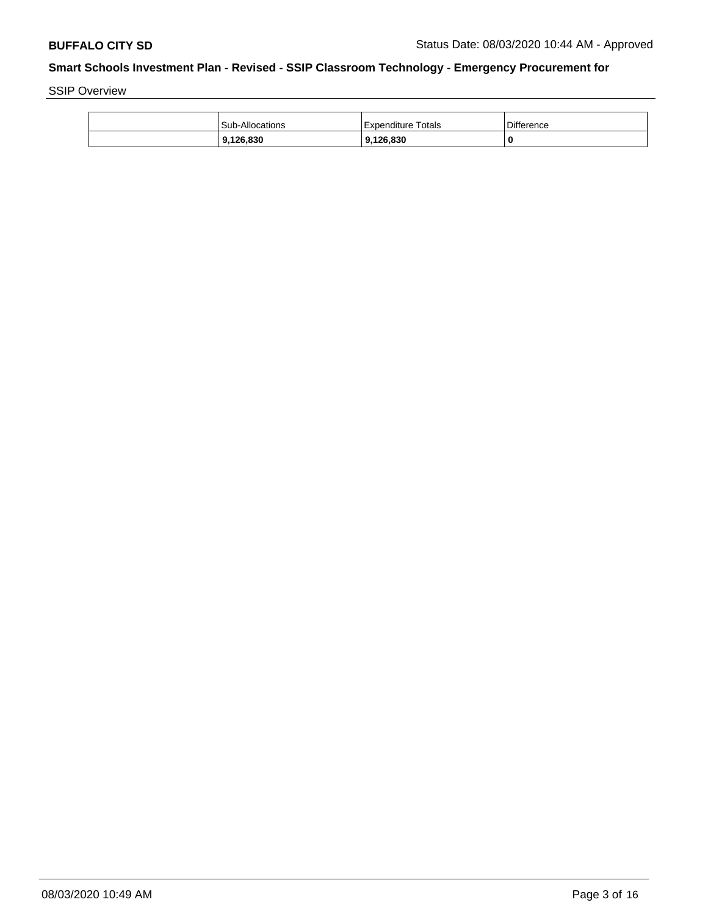SSIP Overview

| | Sub-Allocations | Expenditure Totals | Difference |
|---|---|---|---|
| | **9,126,830** | **9,126,830** | **0** |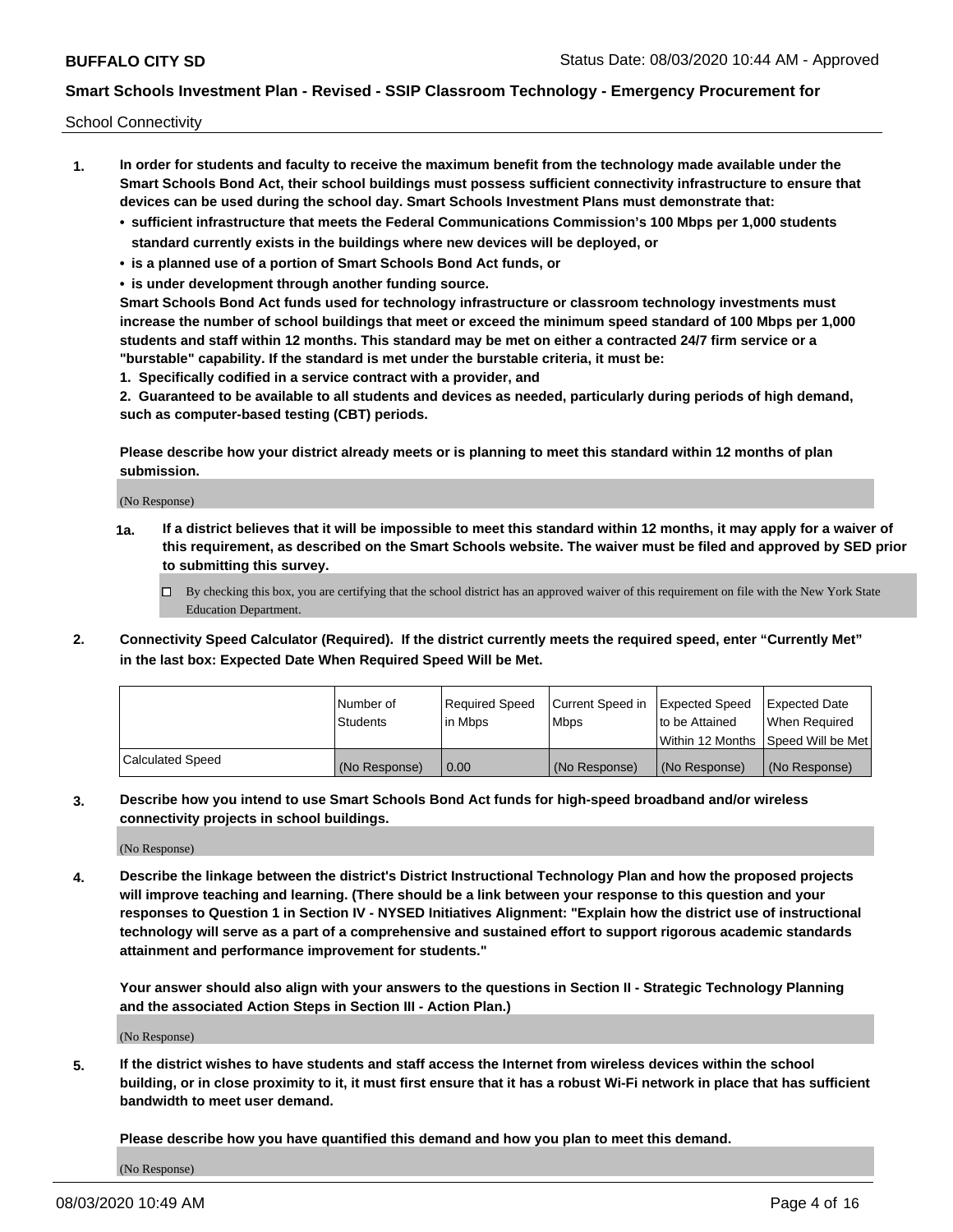School Connectivity

1. **In order for students and faculty to receive the maximum benefit from the technology made available under the Smart Schools Bond Act, their school buildings must possess sufficient connectivity infrastructure to ensure that devices can be used during the school day. Smart Schools Investment Plans must demonstrate that:**
   - **sufficient infrastructure that meets the Federal Communications Commission's 100 Mbps per 1,000 students standard currently exists in the buildings where new devices will be deployed, or**
   - **is a planned use of a portion of Smart Schools Bond Act funds, or**
   - **is under development through another funding source.**

   **Smart Schools Bond Act funds used for technology infrastructure or classroom technology investments must increase the number of school buildings that meet or exceed the minimum speed standard of 100 Mbps per 1,000 students and staff within 12 months. This standard may be met on either a contracted 24/7 firm service or a "burstable" capability. If the standard is met under the burstable criteria, it must be:**

   **1. Specifically codified in a service contract with a provider, and**

   **2. Guaranteed to be available to all students and devices as needed, particularly during periods of high demand, such as computer-based testing (CBT) periods.**

   **Please describe how your district already meets or is planning to meet this standard within 12 months of plan submission.**

   (No Response)

   **1a. If a district believes that it will be impossible to meet this standard within 12 months, it may apply for a waiver of this requirement, as described on the Smart Schools website. The waiver must be filed and approved by SED prior to submitting this survey.**

   - [ ] By checking this box, you are certifying that the school district has an approved waiver of this requirement on file with the New York State Education Department.

2. **Connectivity Speed Calculator (Required). If the district currently meets the required speed, enter "Currently Met" in the last box: Expected Date When Required Speed Will be Met.**

| | Number of Students | Required Speed in Mbps | Current Speed in Mbps | Expected Speed to be Attained Within 12 Months | Expected Date When Required Speed Will be Met |
|---|---|---|---|---|---|
| Calculated Speed | (No Response) | 0.00 | (No Response) | (No Response) | (No Response) |

3. **Describe how you intend to use Smart Schools Bond Act funds for high-speed broadband and/or wireless connectivity projects in school buildings.**

   (No Response)

4. **Describe the linkage between the district's District Instructional Technology Plan and how the proposed projects will improve teaching and learning. (There should be a link between your response to this question and your responses to Question 1 in Section IV - NYSED Initiatives Alignment: "Explain how the district use of instructional technology will serve as a part of a comprehensive and sustained effort to support rigorous academic standards attainment and performance improvement for students."**

   **Your answer should also align with your answers to the questions in Section II - Strategic Technology Planning and the associated Action Steps in Section III - Action Plan.)**

   (No Response)

5. **If the district wishes to have students and staff access the Internet from wireless devices within the school building, or in close proximity to it, it must first ensure that it has a robust Wi-Fi network in place that has sufficient bandwidth to meet user demand.**

   **Please describe how you have quantified this demand and how you plan to meet this demand.**

   (No Response)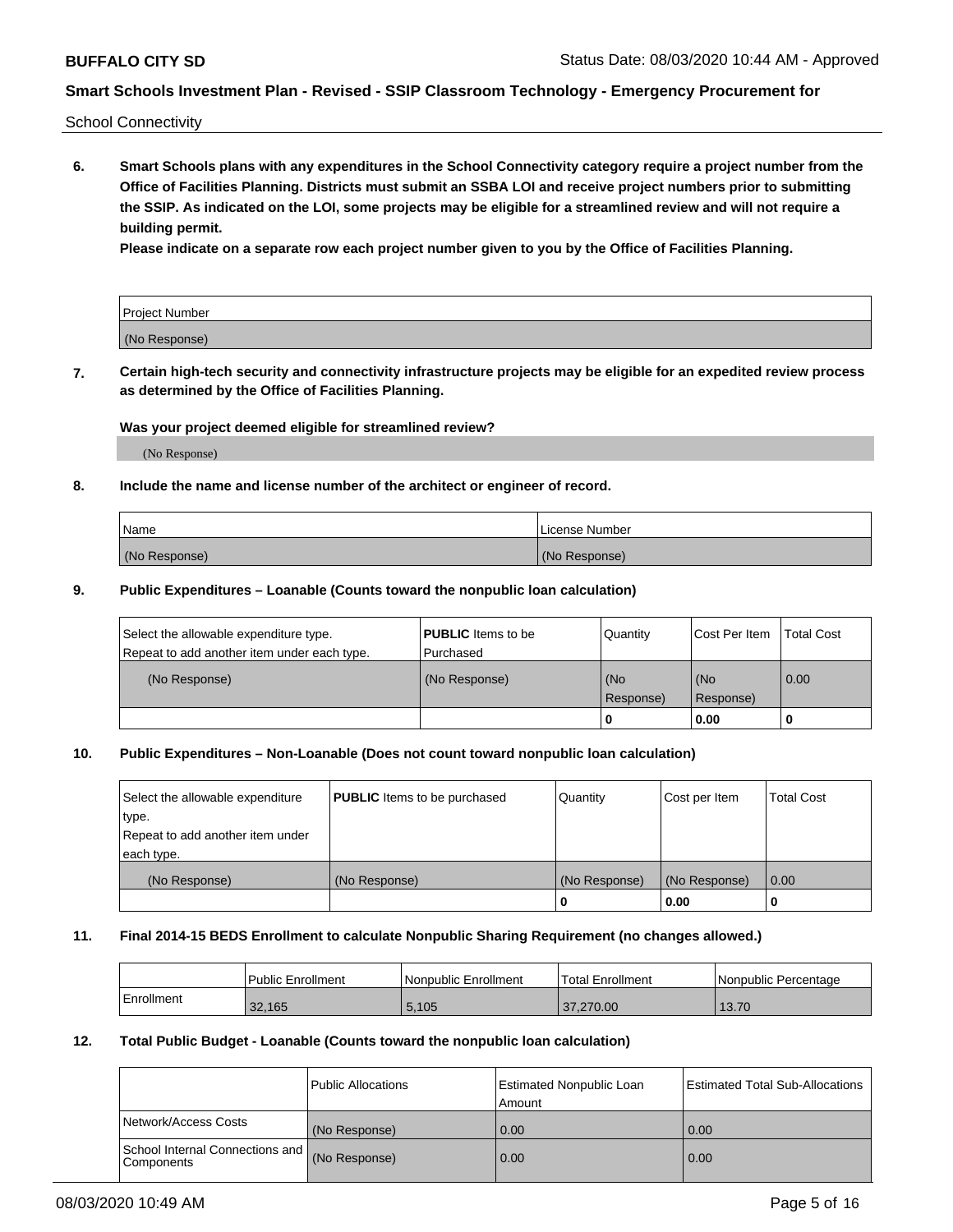School Connectivity

**6. Smart Schools plans with any expenditures in the School Connectivity category require a project number from the Office of Facilities Planning. Districts must submit an SSBA LOI and receive project numbers prior to submitting the SSIP. As indicated on the LOI, some projects may be eligible for a streamlined review and will not require a building permit.**

**Please indicate on a separate row each project number given to you by the Office of Facilities Planning.**

| Project Number |
| --- |
| (No Response) |

**7. Certain high-tech security and connectivity infrastructure projects may be eligible for an expedited review process as determined by the Office of Facilities Planning.**

**Was your project deemed eligible for streamlined review?**

(No Response)

**8. Include the name and license number of the architect or engineer of record.**

| Name | License Number |
| --- | --- |
| (No Response) | (No Response) |

**9. Public Expenditures – Loanable (Counts toward the nonpublic loan calculation)**

| Select the allowable expenditure type. Repeat to add another item under each type. | **PUBLIC** Items to be Purchased | Quantity | Cost Per Item | Total Cost |
| --- | --- | --- | --- | --- |
| (No Response) | (No Response) | (No Response) | (No Response) | 0.00 |
| | | 0 | 0.00 | 0 |

**10. Public Expenditures – Non-Loanable (Does not count toward nonpublic loan calculation)**

| Select the allowable expenditure type. Repeat to add another item under each type. | **PUBLIC** Items to be purchased | Quantity | Cost per Item | Total Cost |
| --- | --- | --- | --- | --- |
| (No Response) | (No Response) | (No Response) | (No Response) | 0.00 |
| | | 0 | 0.00 | 0 |

**11. Final 2014-15 BEDS Enrollment to calculate Nonpublic Sharing Requirement (no changes allowed.)**

| | Public Enrollment | Nonpublic Enrollment | Total Enrollment | Nonpublic Percentage |
| --- | --- | --- | --- | --- |
| Enrollment | 32,165 | 5,105 | 37,270.00 | 13.70 |

**12. Total Public Budget - Loanable (Counts toward the nonpublic loan calculation)**

| | Public Allocations | Estimated Nonpublic Loan Amount | Estimated Total Sub-Allocations |
| --- | --- | --- | --- |
| Network/Access Costs | (No Response) | 0.00 | 0.00 |
| School Internal Connections and Components | (No Response) | 0.00 | 0.00 |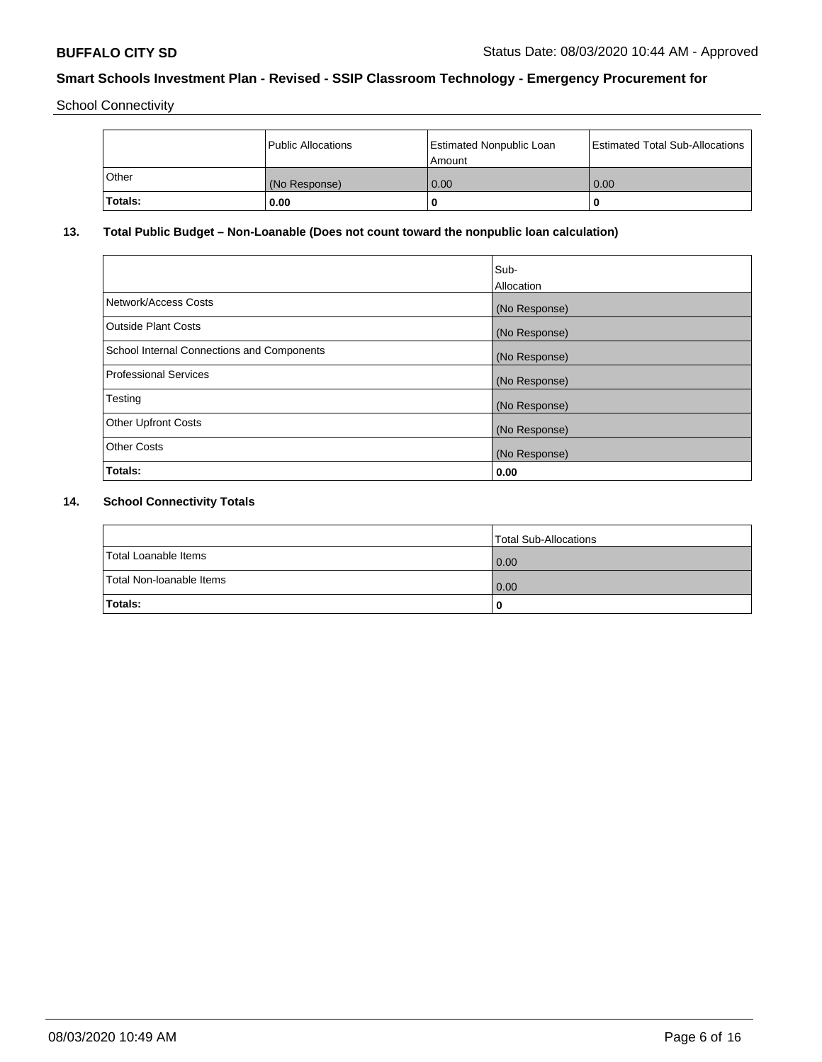School Connectivity

| | Public Allocations | Estimated Nonpublic Loan Amount | Estimated Total Sub-Allocations |
|---|---|---|---|
| Other | (No Response) | 0.00 | 0.00 |
| **Totals:** | **0.00** | **0** | **0** |

## 13. Total Public Budget – Non-Loanable (Does not count toward the nonpublic loan calculation)

| | Sub-Allocation |
|---|---|
| Network/Access Costs | (No Response) |
| Outside Plant Costs | (No Response) |
| School Internal Connections and Components | (No Response) |
| Professional Services | (No Response) |
| Testing | (No Response) |
| Other Upfront Costs | (No Response) |
| Other Costs | (No Response) |
| **Totals:** | **0.00** |

## 14. School Connectivity Totals

| | Total Sub-Allocations |
|---|---|
| Total Loanable Items | 0.00 |
| Total Non-loanable Items | 0.00 |
| **Totals:** | **0** |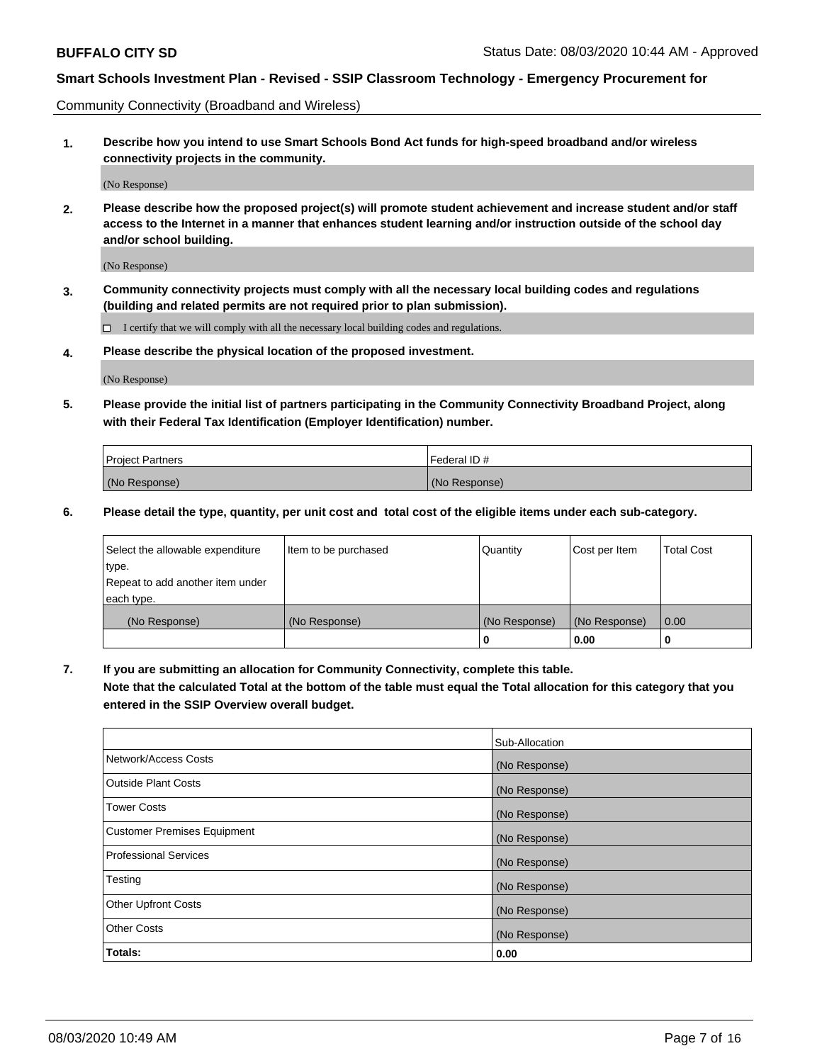## Smart Schools Investment Plan - Revised - SSIP Classroom Technology - Emergency Procurement for

Community Connectivity (Broadband and Wireless)

**1. Describe how you intend to use Smart Schools Bond Act funds for high-speed broadband and/or wireless connectivity projects in the community.**

(No Response)

**2. Please describe how the proposed project(s) will promote student achievement and increase student and/or staff access to the Internet in a manner that enhances student learning and/or instruction outside of the school day and/or school building.**

(No Response)

**3. Community connectivity projects must comply with all the necessary local building codes and regulations (building and related permits are not required prior to plan submission).**

☐ I certify that we will comply with all the necessary local building codes and regulations.

**4. Please describe the physical location of the proposed investment.**

(No Response)

**5. Please provide the initial list of partners participating in the Community Connectivity Broadband Project, along with their Federal Tax Identification (Employer Identification) number.**

| Project Partners | Federal ID # |
|---|---|
| (No Response) | (No Response) |

**6. Please detail the type, quantity, per unit cost and total cost of the eligible items under each sub-category.**

| Select the allowable expenditure type. Repeat to add another item under each type. | Item to be purchased | Quantity | Cost per Item | Total Cost |
|---|---|---|---|---|
| (No Response) | (No Response) | (No Response) | (No Response) | 0.00 |
| | | **0** | **0.00** | **0** |

**7. If you are submitting an allocation for Community Connectivity, complete this table. Note that the calculated Total at the bottom of the table must equal the Total allocation for this category that you entered in the SSIP Overview overall budget.**

| | Sub-Allocation |
|---|---|
| Network/Access Costs | (No Response) |
| Outside Plant Costs | (No Response) |
| Tower Costs | (No Response) |
| Customer Premises Equipment | (No Response) |
| Professional Services | (No Response) |
| Testing | (No Response) |
| Other Upfront Costs | (No Response) |
| Other Costs | (No Response) |
| **Totals:** | **0.00** |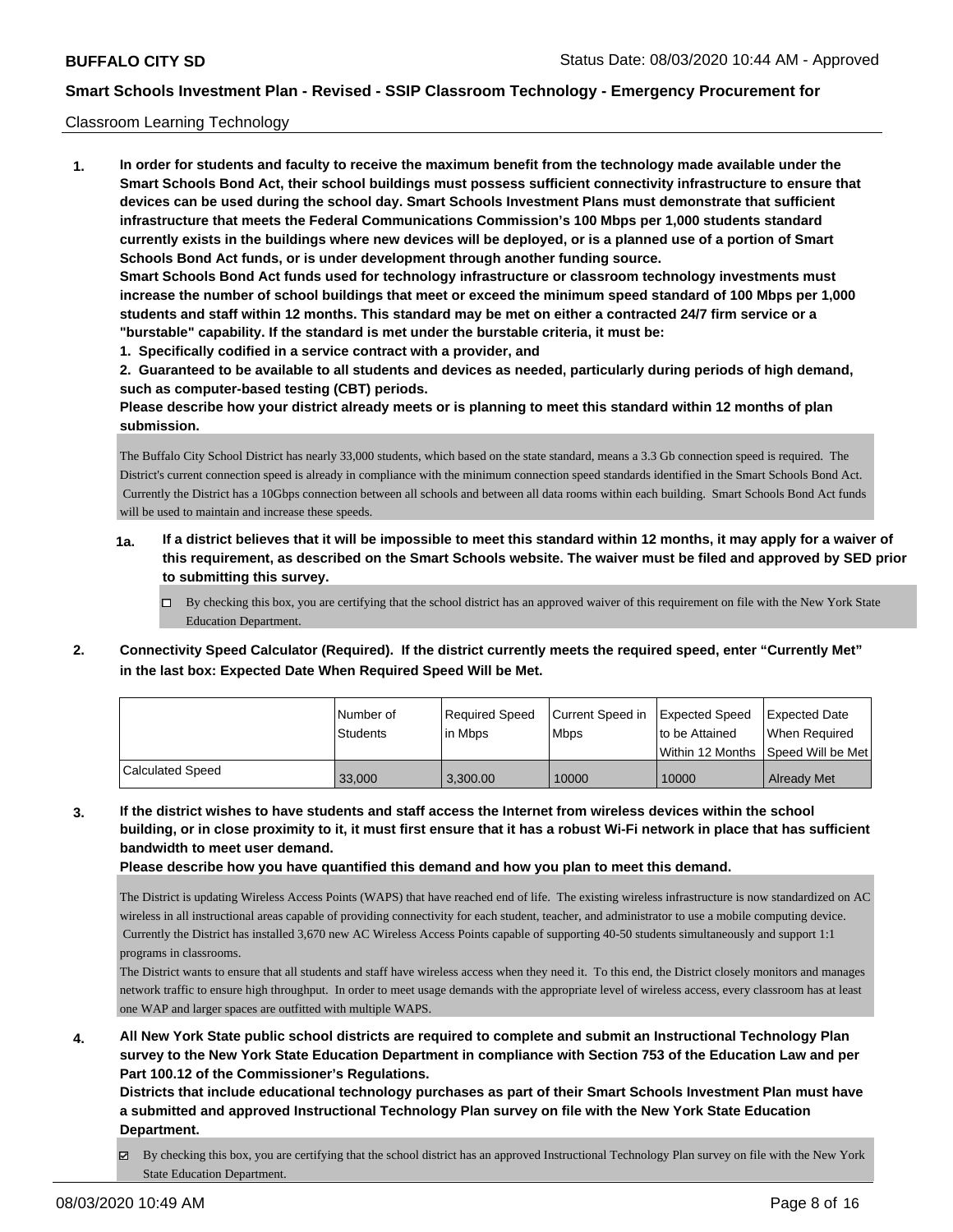Classroom Learning Technology

1. **In order for students and faculty to receive the maximum benefit from the technology made available under the Smart Schools Bond Act, their school buildings must possess sufficient connectivity infrastructure to ensure that devices can be used during the school day. Smart Schools Investment Plans must demonstrate that sufficient infrastructure that meets the Federal Communications Commission's 100 Mbps per 1,000 students standard currently exists in the buildings where new devices will be deployed, or is a planned use of a portion of Smart Schools Bond Act funds, or is under development through another funding source.**

   **Smart Schools Bond Act funds used for technology infrastructure or classroom technology investments must increase the number of school buildings that meet or exceed the minimum speed standard of 100 Mbps per 1,000 students and staff within 12 months. This standard may be met on either a contracted 24/7 firm service or a "burstable" capability. If the standard is met under the burstable criteria, it must be:**

   **1. Specifically codified in a service contract with a provider, and**

   **2. Guaranteed to be available to all students and devices as needed, particularly during periods of high demand, such as computer-based testing (CBT) periods.**

   **Please describe how your district already meets or is planning to meet this standard within 12 months of plan submission.**

   The Buffalo City School District has nearly 33,000 students, which based on the state standard, means a 3.3 Gb connection speed is required. The District's current connection speed is already in compliance with the minimum connection speed standards identified in the Smart Schools Bond Act. Currently the District has a 10Gbps connection between all schools and between all data rooms within each building. Smart Schools Bond Act funds will be used to maintain and increase these speeds.

   **1a. If a district believes that it will be impossible to meet this standard within 12 months, it may apply for a waiver of this requirement, as described on the Smart Schools website. The waiver must be filed and approved by SED prior to submitting this survey.**

   ☐ By checking this box, you are certifying that the school district has an approved waiver of this requirement on file with the New York State Education Department.

2. **Connectivity Speed Calculator (Required). If the district currently meets the required speed, enter "Currently Met" in the last box: Expected Date When Required Speed Will be Met.**

| | Number of Students | Required Speed in Mbps | Current Speed in Mbps | Expected Speed to be Attained Within 12 Months | Expected Date When Required Speed Will be Met |
|---|---|---|---|---|---|
| Calculated Speed | 33,000 | 3,300.00 | 10000 | 10000 | Already Met |

3. **If the district wishes to have students and staff access the Internet from wireless devices within the school building, or in close proximity to it, it must first ensure that it has a robust Wi-Fi network in place that has sufficient bandwidth to meet user demand.**

   **Please describe how you have quantified this demand and how you plan to meet this demand.**

   The District is updating Wireless Access Points (WAPS) that have reached end of life. The existing wireless infrastructure is now standardized on AC wireless in all instructional areas capable of providing connectivity for each student, teacher, and administrator to use a mobile computing device. Currently the District has installed 3,670 new AC Wireless Access Points capable of supporting 40-50 students simultaneously and support 1:1 programs in classrooms.

   The District wants to ensure that all students and staff have wireless access when they need it. To this end, the District closely monitors and manages network traffic to ensure high throughput. In order to meet usage demands with the appropriate level of wireless access, every classroom has at least one WAP and larger spaces are outfitted with multiple WAPS.

4. **All New York State public school districts are required to complete and submit an Instructional Technology Plan survey to the New York State Education Department in compliance with Section 753 of the Education Law and per Part 100.12 of the Commissioner's Regulations.**

   **Districts that include educational technology purchases as part of their Smart Schools Investment Plan must have a submitted and approved Instructional Technology Plan survey on file with the New York State Education Department.**

   ☑ By checking this box, you are certifying that the school district has an approved Instructional Technology Plan survey on file with the New York State Education Department.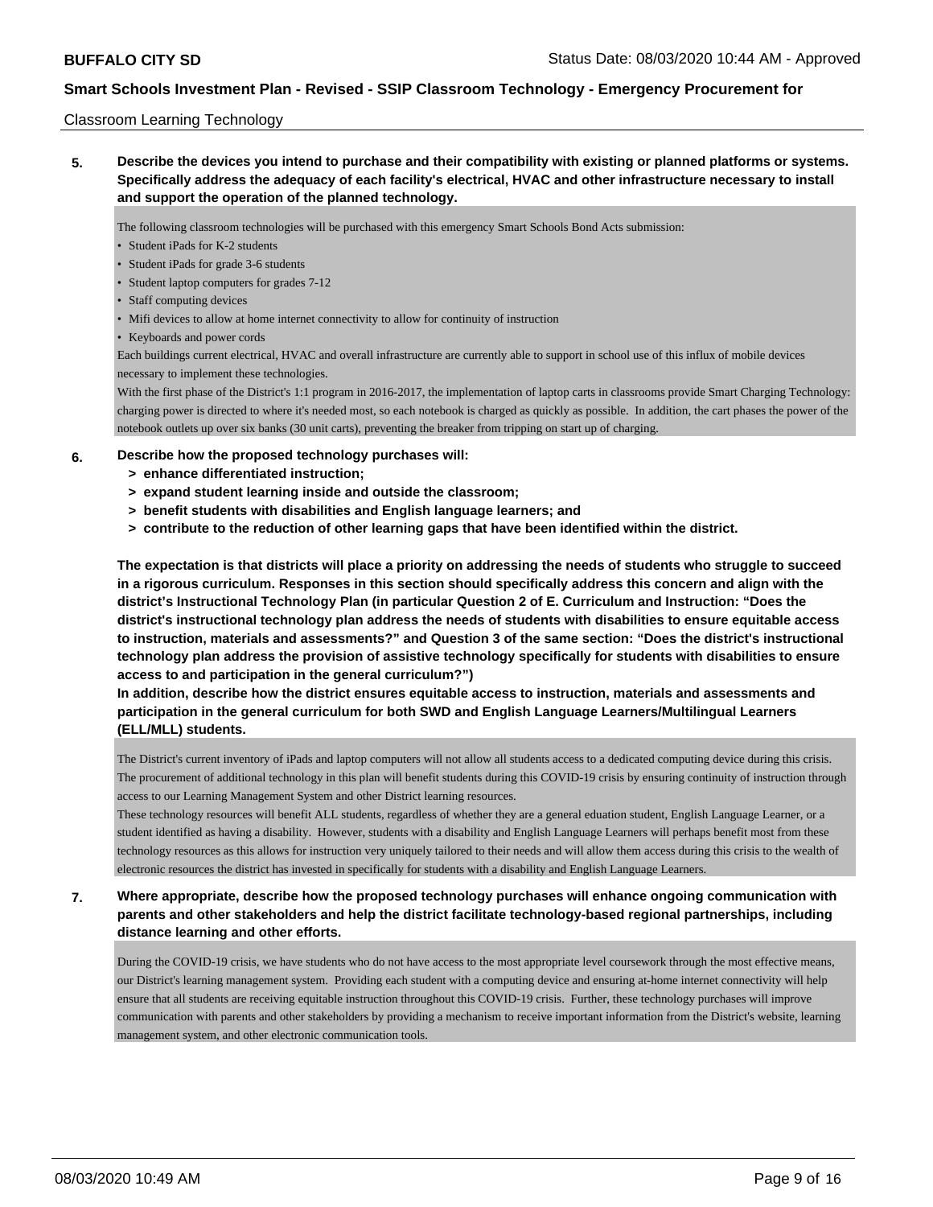**5. Describe the devices you intend to purchase and their compatibility with existing or planned platforms or systems. Specifically address the adequacy of each facility's electrical, HVAC and other infrastructure necessary to install and support the operation of the planned technology.**

The following classroom technologies will be purchased with this emergency Smart Schools Bond Acts submission:

- Student iPads for K-2 students
- Student iPads for grade 3-6 students
- Student laptop computers for grades 7-12
- Staff computing devices
- Mifi devices to allow at home internet connectivity to allow for continuity of instruction
- Keyboards and power cords

Each buildings current electrical, HVAC and overall infrastructure are currently able to support in school use of this influx of mobile devices necessary to implement these technologies.

With the first phase of the District's 1:1 program in 2016-2017, the implementation of laptop carts in classrooms provide Smart Charging Technology: charging power is directed to where it's needed most, so each notebook is charged as quickly as possible. In addition, the cart phases the power of the notebook outlets up over six banks (30 unit carts), preventing the breaker from tripping on start up of charging.

**6. Describe how the proposed technology purchases will:**
- **> enhance differentiated instruction;**
- **> expand student learning inside and outside the classroom;**
- **> benefit students with disabilities and English language learners; and**
- **> contribute to the reduction of other learning gaps that have been identified within the district.**

**The expectation is that districts will place a priority on addressing the needs of students who struggle to succeed in a rigorous curriculum. Responses in this section should specifically address this concern and align with the district's Instructional Technology Plan (in particular Question 2 of E. Curriculum and Instruction: "Does the district's instructional technology plan address the needs of students with disabilities to ensure equitable access to instruction, materials and assessments?" and Question 3 of the same section: "Does the district's instructional technology plan address the provision of assistive technology specifically for students with disabilities to ensure access to and participation in the general curriculum?")**

**In addition, describe how the district ensures equitable access to instruction, materials and assessments and participation in the general curriculum for both SWD and English Language Learners/Multilingual Learners (ELL/MLL) students.**

The District's current inventory of iPads and laptop computers will not allow all students access to a dedicated computing device during this crisis. The procurement of additional technology in this plan will benefit students during this COVID-19 crisis by ensuring continuity of instruction through access to our Learning Management System and other District learning resources.

These technology resources will benefit ALL students, regardless of whether they are a general eduation student, English Language Learner, or a student identified as having a disability. However, students with a disability and English Language Learners will perhaps benefit most from these technology resources as this allows for instruction very uniquely tailored to their needs and will allow them access during this crisis to the wealth of electronic resources the district has invested in specifically for students with a disability and English Language Learners.

**7. Where appropriate, describe how the proposed technology purchases will enhance ongoing communication with parents and other stakeholders and help the district facilitate technology-based regional partnerships, including distance learning and other efforts.**

During the COVID-19 crisis, we have students who do not have access to the most appropriate level coursework through the most effective means, our District's learning management system. Providing each student with a computing device and ensuring at-home internet connectivity will help ensure that all students are receiving equitable instruction throughout this COVID-19 crisis. Further, these technology purchases will improve communication with parents and other stakeholders by providing a mechanism to receive important information from the District's website, learning management system, and other electronic communication tools.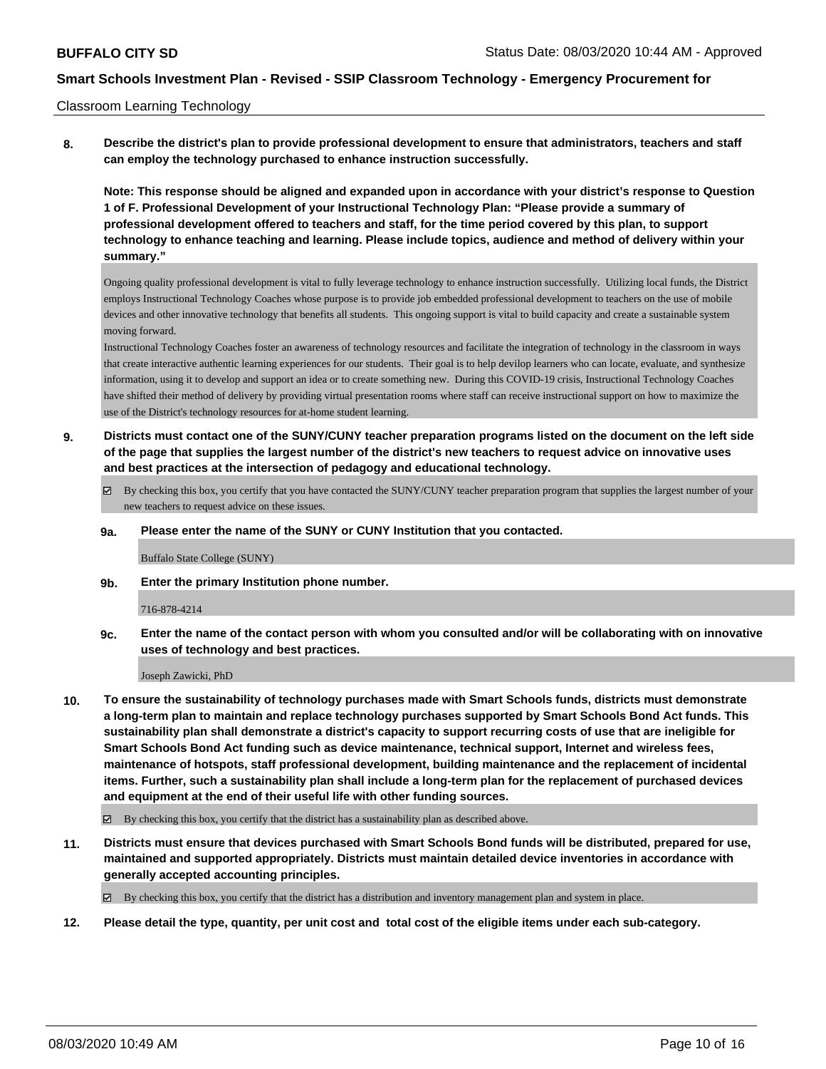**8. Describe the district's plan to provide professional development to ensure that administrators, teachers and staff can employ the technology purchased to enhance instruction successfully.**

**Note: This response should be aligned and expanded upon in accordance with your district's response to Question 1 of F. Professional Development of your Instructional Technology Plan: "Please provide a summary of professional development offered to teachers and staff, for the time period covered by this plan, to support technology to enhance teaching and learning. Please include topics, audience and method of delivery within your summary."**

Ongoing quality professional development is vital to fully leverage technology to enhance instruction successfully. Utilizing local funds, the District employs Instructional Technology Coaches whose purpose is to provide job embedded professional development to teachers on the use of mobile devices and other innovative technology that benefits all students. This ongoing support is vital to build capacity and create a sustainable system moving forward.

Instructional Technology Coaches foster an awareness of technology resources and facilitate the integration of technology in the classroom in ways that create interactive authentic learning experiences for our students. Their goal is to help devilop learners who can locate, evaluate, and synthesize information, using it to develop and support an idea or to create something new. During this COVID-19 crisis, Instructional Technology Coaches have shifted their method of delivery by providing virtual presentation rooms where staff can receive instructional support on how to maximize the use of the District's technology resources for at-home student learning.

**9. Districts must contact one of the SUNY/CUNY teacher preparation programs listed on the document on the left side of the page that supplies the largest number of the district's new teachers to request advice on innovative uses and best practices at the intersection of pedagogy and educational technology.**

☑ By checking this box, you certify that you have contacted the SUNY/CUNY teacher preparation program that supplies the largest number of your new teachers to request advice on these issues.

**9a. Please enter the name of the SUNY or CUNY Institution that you contacted.**

Buffalo State College (SUNY)

**9b. Enter the primary Institution phone number.**

716-878-4214

**9c. Enter the name of the contact person with whom you consulted and/or will be collaborating with on innovative uses of technology and best practices.**

Joseph Zawicki, PhD

**10. To ensure the sustainability of technology purchases made with Smart Schools funds, districts must demonstrate a long-term plan to maintain and replace technology purchases supported by Smart Schools Bond Act funds. This sustainability plan shall demonstrate a district's capacity to support recurring costs of use that are ineligible for Smart Schools Bond Act funding such as device maintenance, technical support, Internet and wireless fees, maintenance of hotspots, staff professional development, building maintenance and the replacement of incidental items. Further, such a sustainability plan shall include a long-term plan for the replacement of purchased devices and equipment at the end of their useful life with other funding sources.**

☑ By checking this box, you certify that the district has a sustainability plan as described above.

**11. Districts must ensure that devices purchased with Smart Schools Bond funds will be distributed, prepared for use, maintained and supported appropriately. Districts must maintain detailed device inventories in accordance with generally accepted accounting principles.**

☑ By checking this box, you certify that the district has a distribution and inventory management plan and system in place.

**12. Please detail the type, quantity, per unit cost and total cost of the eligible items under each sub-category.**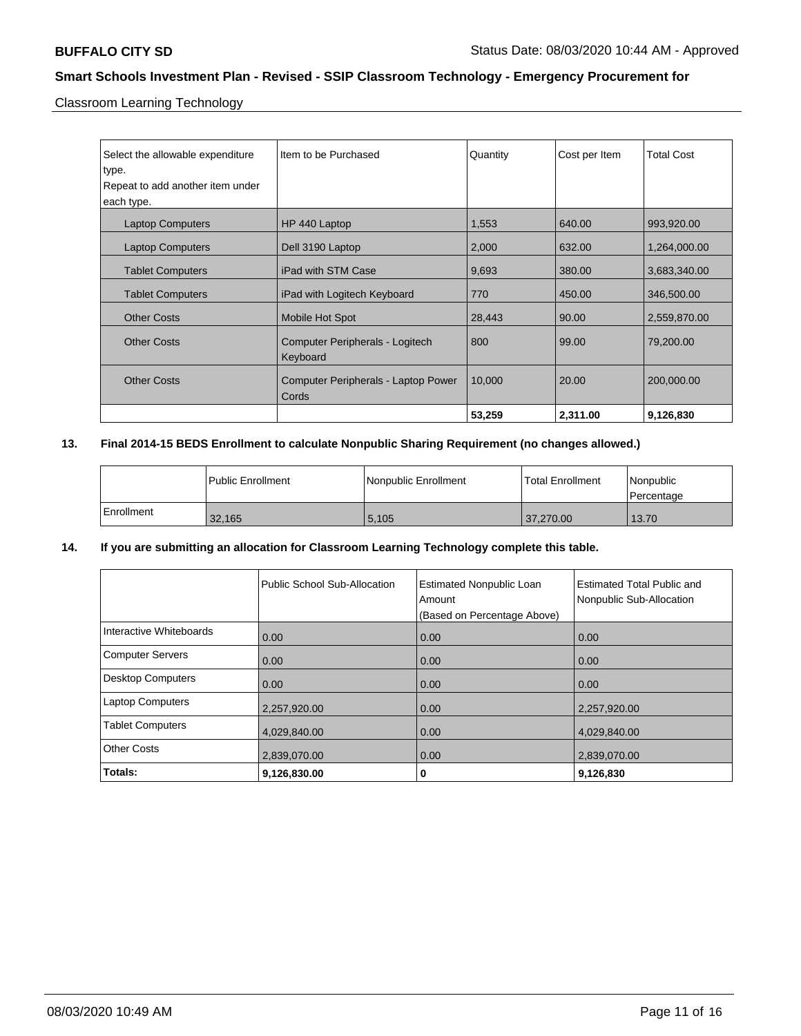Classroom Learning Technology

| Select the allowable expenditure type. Repeat to add another item under each type. | Item to be Purchased | Quantity | Cost per Item | Total Cost |
|---|---|---|---|---|
| Laptop Computers | HP 440 Laptop | 1,553 | 640.00 | 993,920.00 |
| Laptop Computers | Dell 3190 Laptop | 2,000 | 632.00 | 1,264,000.00 |
| Tablet Computers | iPad with STM Case | 9,693 | 380.00 | 3,683,340.00 |
| Tablet Computers | iPad with Logitech Keyboard | 770 | 450.00 | 346,500.00 |
| Other Costs | Mobile Hot Spot | 28,443 | 90.00 | 2,559,870.00 |
| Other Costs | Computer Peripherals - Logitech Keyboard | 800 | 99.00 | 79,200.00 |
| Other Costs | Computer Peripherals - Laptop Power Cords | 10,000 | 20.00 | 200,000.00 |
| | | **53,259** | **2,311.00** | **9,126,830** |

**13. Final 2014-15 BEDS Enrollment to calculate Nonpublic Sharing Requirement (no changes allowed.)**

| | Public Enrollment | Nonpublic Enrollment | Total Enrollment | Nonpublic Percentage |
|---|---|---|---|---|
| Enrollment | 32,165 | 5,105 | 37,270.00 | 13.70 |

**14. If you are submitting an allocation for Classroom Learning Technology complete this table.**

| | Public School Sub-Allocation | Estimated Nonpublic Loan Amount (Based on Percentage Above) | Estimated Total Public and Nonpublic Sub-Allocation |
|---|---|---|---|
| Interactive Whiteboards | 0.00 | 0.00 | 0.00 |
| Computer Servers | 0.00 | 0.00 | 0.00 |
| Desktop Computers | 0.00 | 0.00 | 0.00 |
| Laptop Computers | 2,257,920.00 | 0.00 | 2,257,920.00 |
| Tablet Computers | 4,029,840.00 | 0.00 | 4,029,840.00 |
| Other Costs | 2,839,070.00 | 0.00 | 2,839,070.00 |
| **Totals:** | **9,126,830.00** | **0** | **9,126,830** |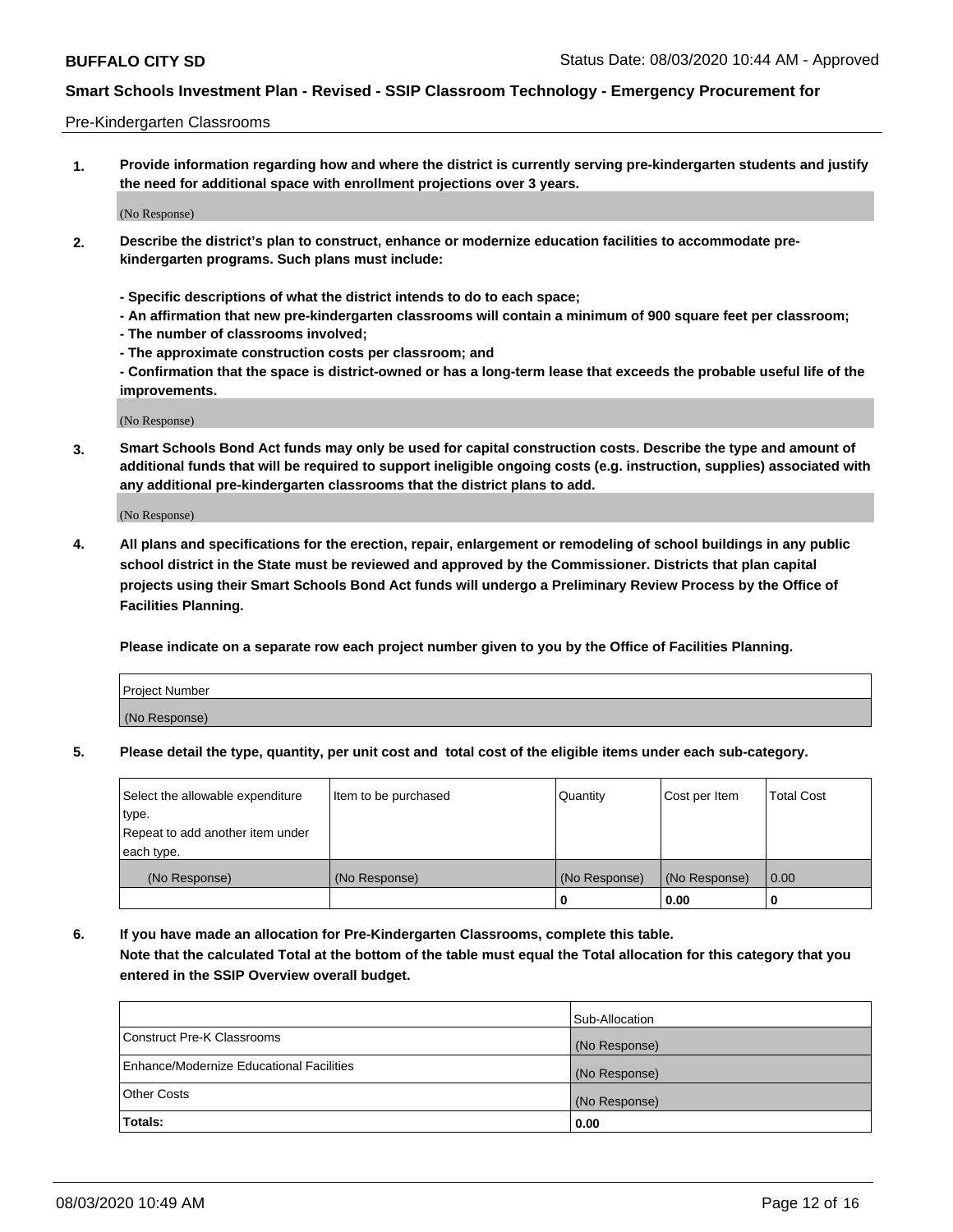Pre-Kindergarten Classrooms

**1. Provide information regarding how and where the district is currently serving pre-kindergarten students and justify the need for additional space with enrollment projections over 3 years.**

(No Response)

**2. Describe the district's plan to construct, enhance or modernize education facilities to accommodate pre-kindergarten programs. Such plans must include:**

**- Specific descriptions of what the district intends to do to each space;**
**- An affirmation that new pre-kindergarten classrooms will contain a minimum of 900 square feet per classroom;**
**- The number of classrooms involved;**
**- The approximate construction costs per classroom; and**
**- Confirmation that the space is district-owned or has a long-term lease that exceeds the probable useful life of the improvements.**

(No Response)

**3. Smart Schools Bond Act funds may only be used for capital construction costs. Describe the type and amount of additional funds that will be required to support ineligible ongoing costs (e.g. instruction, supplies) associated with any additional pre-kindergarten classrooms that the district plans to add.**

(No Response)

**4. All plans and specifications for the erection, repair, enlargement or remodeling of school buildings in any public school district in the State must be reviewed and approved by the Commissioner. Districts that plan capital projects using their Smart Schools Bond Act funds will undergo a Preliminary Review Process by the Office of Facilities Planning.**

**Please indicate on a separate row each project number given to you by the Office of Facilities Planning.**

| Project Number |
|---|
| (No Response) |

**5. Please detail the type, quantity, per unit cost and total cost of the eligible items under each sub-category.**

| Select the allowable expenditure type. Repeat to add another item under each type. | Item to be purchased | Quantity | Cost per Item | Total Cost |
|---|---|---|---|---|
| (No Response) | (No Response) | (No Response) | (No Response) | 0.00 |
| | | 0 | 0.00 | 0 |

**6. If you have made an allocation for Pre-Kindergarten Classrooms, complete this table. Note that the calculated Total at the bottom of the table must equal the Total allocation for this category that you entered in the SSIP Overview overall budget.**

| | Sub-Allocation |
|---|---|
| Construct Pre-K Classrooms | (No Response) |
| Enhance/Modernize Educational Facilities | (No Response) |
| Other Costs | (No Response) |
| **Totals:** | 0.00 |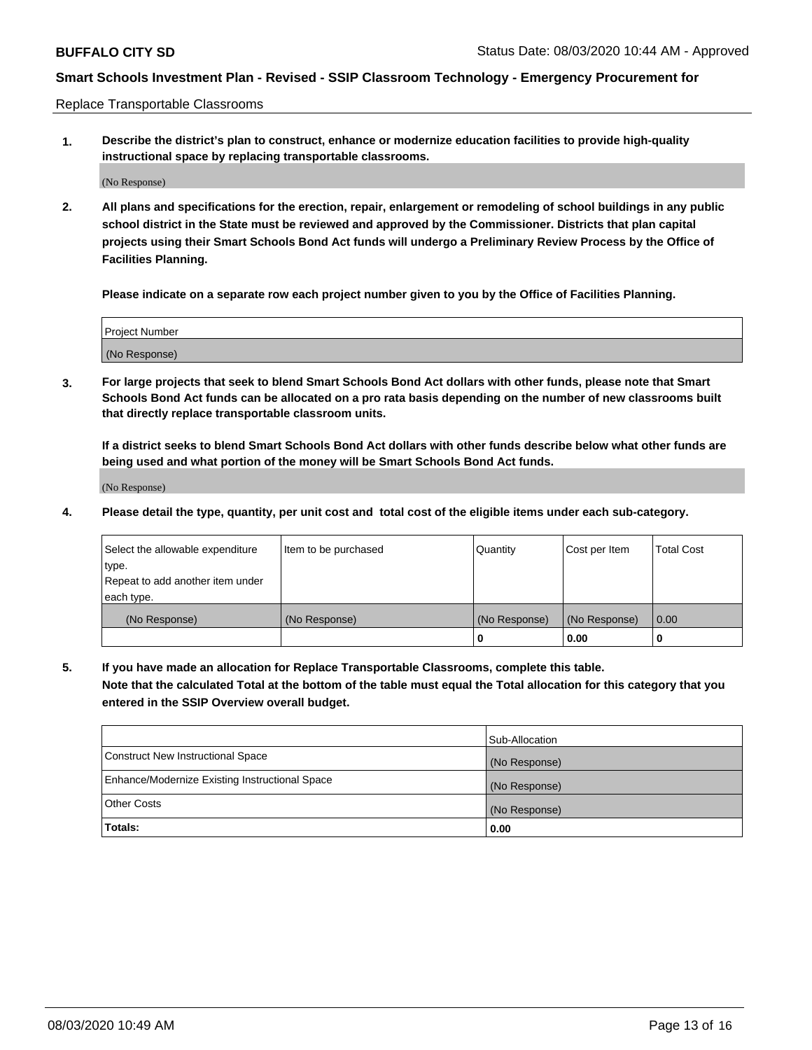**BUFFALO CITY SD** Status Date: 08/03/2020 10:44 AM - Approved

## Smart Schools Investment Plan - Revised - SSIP Classroom Technology - Emergency Procurement for

Replace Transportable Classrooms

**1. Describe the district's plan to construct, enhance or modernize education facilities to provide high-quality instructional space by replacing transportable classrooms.**

(No Response)

**2. All plans and specifications for the erection, repair, enlargement or remodeling of school buildings in any public school district in the State must be reviewed and approved by the Commissioner. Districts that plan capital projects using their Smart Schools Bond Act funds will undergo a Preliminary Review Process by the Office of Facilities Planning.**

**Please indicate on a separate row each project number given to you by the Office of Facilities Planning.**

| Project Number |
|---|
| (No Response) |

**3. For large projects that seek to blend Smart Schools Bond Act dollars with other funds, please note that Smart Schools Bond Act funds can be allocated on a pro rata basis depending on the number of new classrooms built that directly replace transportable classroom units.**

**If a district seeks to blend Smart Schools Bond Act dollars with other funds describe below what other funds are being used and what portion of the money will be Smart Schools Bond Act funds.**

(No Response)

**4. Please detail the type, quantity, per unit cost and total cost of the eligible items under each sub-category.**

| Select the allowable expenditure type. Repeat to add another item under each type. | Item to be purchased | Quantity | Cost per Item | Total Cost |
|---|---|---|---|---|
| (No Response) | (No Response) | (No Response) | (No Response) | 0.00 |
| | | **0** | **0.00** | **0** |

**5. If you have made an allocation for Replace Transportable Classrooms, complete this table. Note that the calculated Total at the bottom of the table must equal the Total allocation for this category that you entered in the SSIP Overview overall budget.**

| | Sub-Allocation |
|---|---|
| Construct New Instructional Space | (No Response) |
| Enhance/Modernize Existing Instructional Space | (No Response) |
| Other Costs | (No Response) |
| **Totals:** | **0.00** |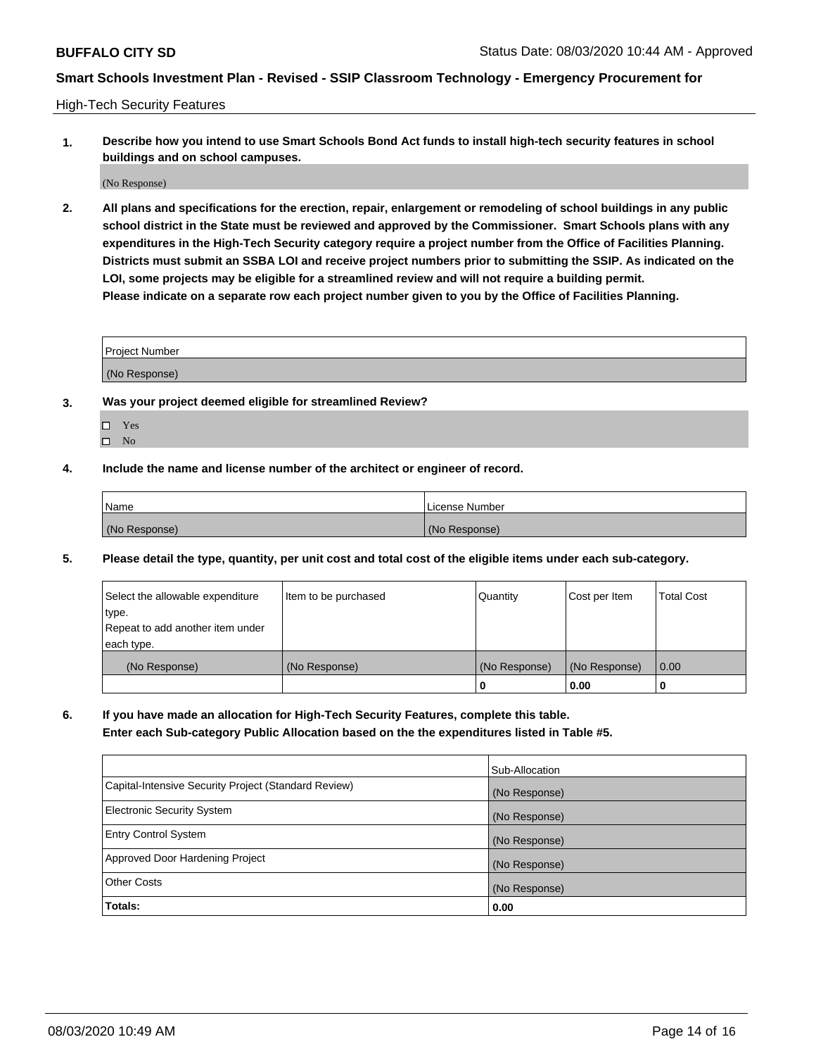High-Tech Security Features

**1. Describe how you intend to use Smart Schools Bond Act funds to install high-tech security features in school buildings and on school campuses.**

(No Response)

**2. All plans and specifications for the erection, repair, enlargement or remodeling of school buildings in any public school district in the State must be reviewed and approved by the Commissioner. Smart Schools plans with any expenditures in the High-Tech Security category require a project number from the Office of Facilities Planning. Districts must submit an SSBA LOI and receive project numbers prior to submitting the SSIP. As indicated on the LOI, some projects may be eligible for a streamlined review and will not require a building permit. Please indicate on a separate row each project number given to you by the Office of Facilities Planning.**

| Project Number |
| --- |
| (No Response) |

**3. Was your project deemed eligible for streamlined Review?**

- ☐ Yes
- ☐ No

**4. Include the name and license number of the architect or engineer of record.**

| Name | License Number |
| --- | --- |
| (No Response) | (No Response) |

**5. Please detail the type, quantity, per unit cost and total cost of the eligible items under each sub-category.**

| Select the allowable expenditure type. Repeat to add another item under each type. | Item to be purchased | Quantity | Cost per Item | Total Cost |
| --- | --- | --- | --- | --- |
| (No Response) | (No Response) | (No Response) | (No Response) | 0.00 |
| | | 0 | 0.00 | 0 |

**6. If you have made an allocation for High-Tech Security Features, complete this table. Enter each Sub-category Public Allocation based on the the expenditures listed in Table #5.**

| | Sub-Allocation |
| --- | --- |
| Capital-Intensive Security Project (Standard Review) | (No Response) |
| Electronic Security System | (No Response) |
| Entry Control System | (No Response) |
| Approved Door Hardening Project | (No Response) |
| Other Costs | (No Response) |
| **Totals:** | **0.00** |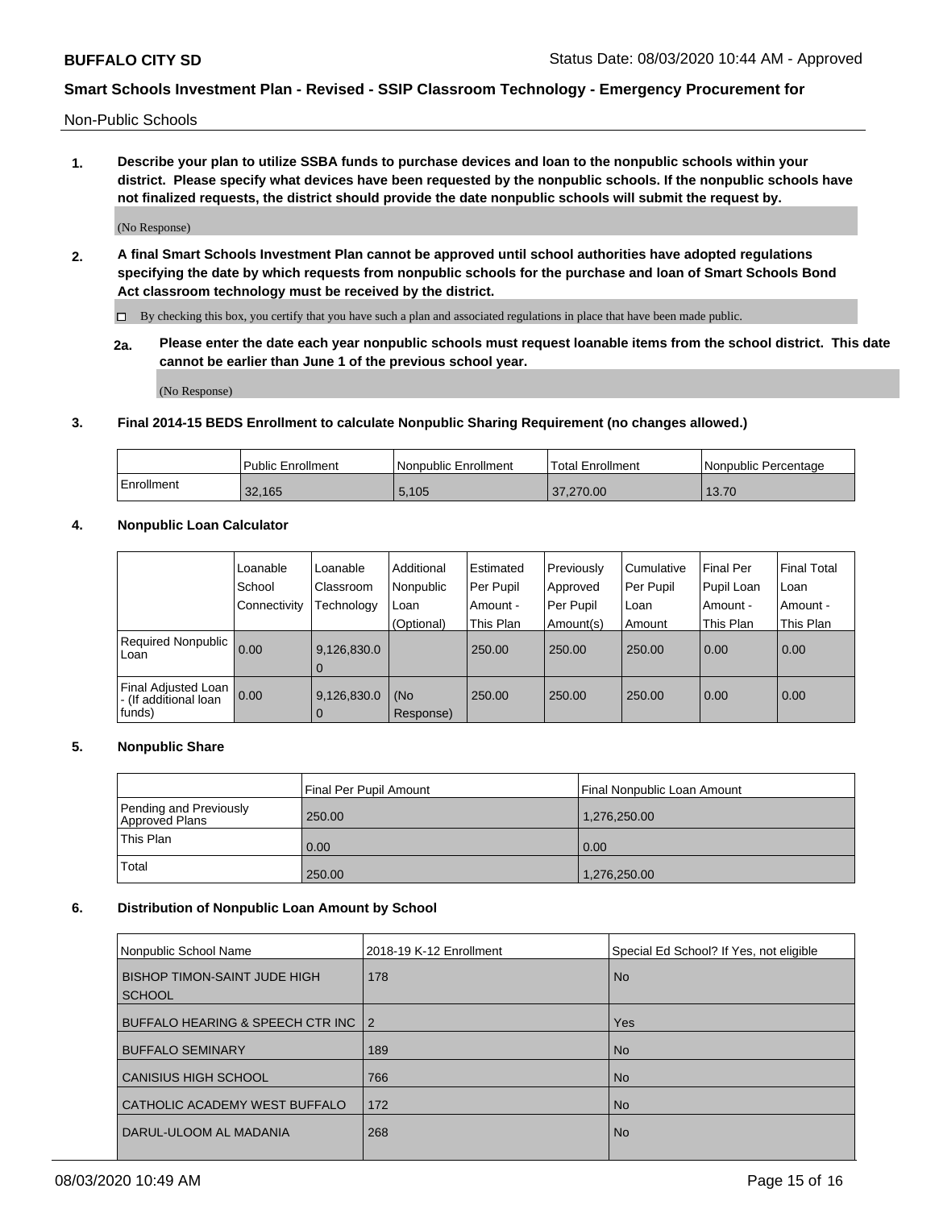Non-Public Schools

**1. Describe your plan to utilize SSBA funds to purchase devices and loan to the nonpublic schools within your district. Please specify what devices have been requested by the nonpublic schools. If the nonpublic schools have not finalized requests, the district should provide the date nonpublic schools will submit the request by.**

(No Response)

**2. A final Smart Schools Investment Plan cannot be approved until school authorities have adopted regulations specifying the date by which requests from nonpublic schools for the purchase and loan of Smart Schools Bond Act classroom technology must be received by the district.**

☐ By checking this box, you certify that you have such a plan and associated regulations in place that have been made public.

**2a. Please enter the date each year nonpublic schools must request loanable items from the school district. This date cannot be earlier than June 1 of the previous school year.**

(No Response)

**3. Final 2014-15 BEDS Enrollment to calculate Nonpublic Sharing Requirement (no changes allowed.)**

| | Public Enrollment | Nonpublic Enrollment | Total Enrollment | Nonpublic Percentage |
|---|---|---|---|---|
| Enrollment | 32,165 | 5,105 | 37,270.00 | 13.70 |

**4. Nonpublic Loan Calculator**

| | Loanable School Connectivity | Loanable Classroom Technology | Additional Nonpublic Loan (Optional) | Estimated Per Pupil Amount - This Plan | Previously Approved Per Pupil Amount(s) | Cumulative Per Pupil Loan Amount | Final Per Pupil Loan Amount - This Plan | Final Total Loan Amount - This Plan |
|---|---|---|---|---|---|---|---|---|
| Required Nonpublic Loan | 0.00 | 9,126,830.00 | | 250.00 | 250.00 | 250.00 | 0.00 | 0.00 |
| Final Adjusted Loan - (If additional loan funds) | 0.00 | 9,126,830.00 | (No Response) | 250.00 | 250.00 | 250.00 | 0.00 | 0.00 |

**5. Nonpublic Share**

| | Final Per Pupil Amount | Final Nonpublic Loan Amount |
|---|---|---|
| Pending and Previously Approved Plans | 250.00 | 1,276,250.00 |
| This Plan | 0.00 | 0.00 |
| Total | 250.00 | 1,276,250.00 |

**6. Distribution of Nonpublic Loan Amount by School**

| Nonpublic School Name | 2018-19 K-12 Enrollment | Special Ed School? If Yes, not eligible |
|---|---|---|
| BISHOP TIMON-SAINT JUDE HIGH SCHOOL | 178 | No |
| BUFFALO HEARING & SPEECH CTR INC | 2 | Yes |
| BUFFALO SEMINARY | 189 | No |
| CANISIUS HIGH SCHOOL | 766 | No |
| CATHOLIC ACADEMY WEST BUFFALO | 172 | No |
| DARUL-ULOOM AL MADANIA | 268 | No |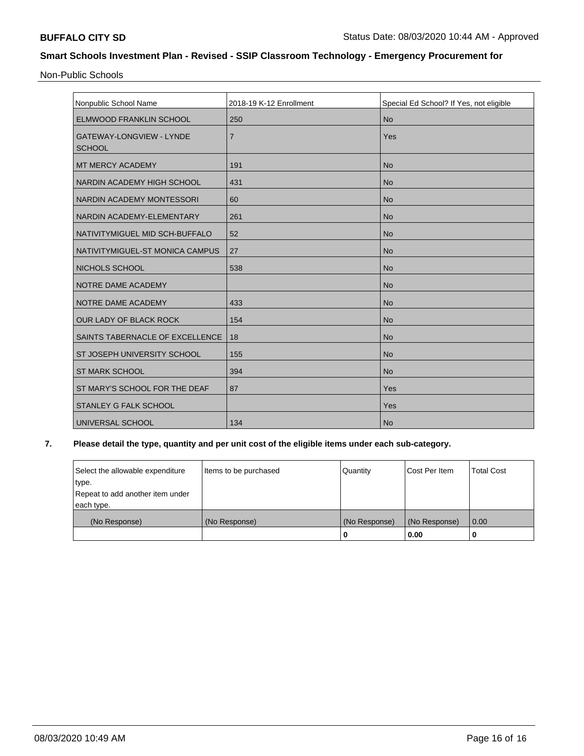Non-Public Schools

| Nonpublic School Name | 2018-19 K-12 Enrollment | Special Ed School? If Yes, not eligible |
|---|---|---|
| ELMWOOD FRANKLIN SCHOOL | 250 | No |
| GATEWAY-LONGVIEW - LYNDE SCHOOL | 7 | Yes |
| MT MERCY ACADEMY | 191 | No |
| NARDIN ACADEMY HIGH SCHOOL | 431 | No |
| NARDIN ACADEMY MONTESSORI | 60 | No |
| NARDIN ACADEMY-ELEMENTARY | 261 | No |
| NATIVITYMIGUEL MID SCH-BUFFALO | 52 | No |
| NATIVITYMIGUEL-ST MONICA CAMPUS | 27 | No |
| NICHOLS SCHOOL | 538 | No |
| NOTRE DAME ACADEMY | | No |
| NOTRE DAME ACADEMY | 433 | No |
| OUR LADY OF BLACK ROCK | 154 | No |
| SAINTS TABERNACLE OF EXCELLENCE | 18 | No |
| ST JOSEPH UNIVERSITY SCHOOL | 155 | No |
| ST MARK SCHOOL | 394 | No |
| ST MARY'S SCHOOL FOR THE DEAF | 87 | Yes |
| STANLEY G FALK SCHOOL | | Yes |
| UNIVERSAL SCHOOL | 134 | No |

**7. Please detail the type, quantity and per unit cost of the eligible items under each sub-category.**

| Select the allowable expenditure type. Repeat to add another item under each type. | Items to be purchased | Quantity | Cost Per Item | Total Cost |
|---|---|---|---|---|
| (No Response) | (No Response) | (No Response) | (No Response) | 0.00 |
| | | **0** | **0.00** | **0** |